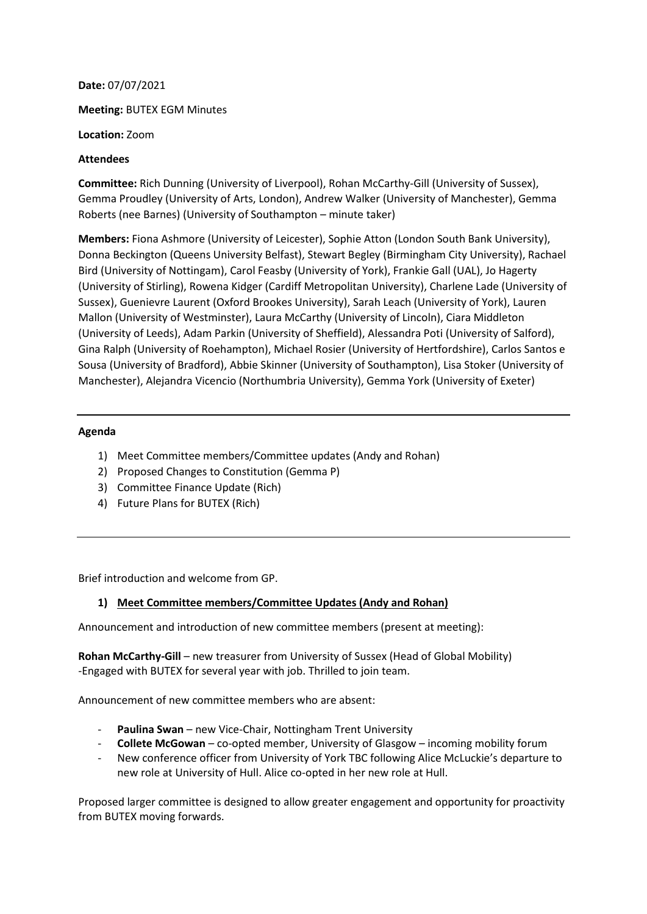**Date:** 07/07/2021

**Meeting:** BUTEX EGM Minutes

**Location:** Zoom

**Attendees**

**Committee:** Rich Dunning (University of Liverpool), Rohan McCarthy-Gill (University of Sussex), Gemma Proudley (University of Arts, London), Andrew Walker (University of Manchester), Gemma Roberts (nee Barnes) (University of Southampton – minute taker)

**Members:** Fiona Ashmore (University of Leicester), Sophie Atton (London South Bank University), Donna Beckington (Queens University Belfast), Stewart Begley (Birmingham City University), Rachael Bird (University of Nottingam), Carol Feasby (University of York), Frankie Gall (UAL), Jo Hagerty (University of Stirling), Rowena Kidger (Cardiff Metropolitan University), Charlene Lade (University of Sussex), Guenievre Laurent (Oxford Brookes University), Sarah Leach (University of York), Lauren Mallon (University of Westminster), Laura McCarthy (University of Lincoln), Ciara Middleton (University of Leeds), Adam Parkin (University of Sheffield), Alessandra Poti (University of Salford), Gina Ralph (University of Roehampton), Michael Rosier (University of Hertfordshire), Carlos Santos e Sousa (University of Bradford), Abbie Skinner (University of Southampton), Lisa Stoker (University of Manchester), Alejandra Vicencio (Northumbria University), Gemma York (University of Exeter)

---

**Agenda**

1) Meet Committee members/Committee updates (Andy and Rohan)
2) Proposed Changes to Constitution (Gemma P)
3) Committee Finance Update (Rich)
4) Future Plans for BUTEX (Rich)

---

Brief introduction and welcome from GP.

1) **Meet Committee members/Committee Updates (Andy and Rohan)**

Announcement and introduction of new committee members (present at meeting):

**Rohan McCarthy-Gill** – new treasurer from University of Sussex (Head of Global Mobility)
-Engaged with BUTEX for several year with job. Thrilled to join team.

Announcement of new committee members who are absent:

- **Paulina Swan** – new Vice-Chair, Nottingham Trent University
- **Collete McGowan** – co-opted member, University of Glasgow – incoming mobility forum
- New conference officer from University of York TBC following Alice McLuckie's departure to new role at University of Hull. Alice co-opted in her new role at Hull.

Proposed larger committee is designed to allow greater engagement and opportunity for proactivity from BUTEX moving forwards.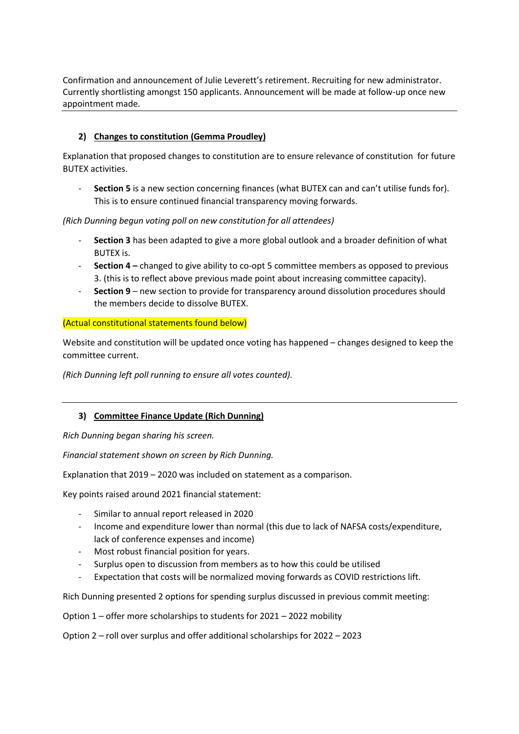Confirmation and announcement of Julie Leverett's retirement. Recruiting for new administrator. Currently shortlisting amongst 150 applicants. Announcement will be made at follow-up once new appointment made.

---

### 2) <u>Changes to constitution (Gemma Proudley)</u>

Explanation that proposed changes to constitution are to ensure relevance of constitution for future BUTEX activities.

- **Section 5** is a new section concerning finances (what BUTEX can and can't utilise funds for). This is to ensure continued financial transparency moving forwards.

*(Rich Dunning begun voting poll on new constitution for all attendees)*

- **Section 3** has been adapted to give a more global outlook and a broader definition of what BUTEX is.
- **Section 4 –** changed to give ability to co-opt 5 committee members as opposed to previous 3. (this is to reflect above previous made point about increasing committee capacity).
- **Section 9** – new section to provide for transparency around dissolution procedures should the members decide to dissolve BUTEX.

(Actual constitutional statements found below)

Website and constitution will be updated once voting has happened – changes designed to keep the committee current.

*(Rich Dunning left poll running to ensure all votes counted).*

---

### 3) <u>Committee Finance Update (Rich Dunning)</u>

*Rich Dunning began sharing his screen.*

*Financial statement shown on screen by Rich Dunning.*

Explanation that 2019 – 2020 was included on statement as a comparison.

Key points raised around 2021 financial statement:

- Similar to annual report released in 2020
- Income and expenditure lower than normal (this due to lack of NAFSA costs/expenditure, lack of conference expenses and income)
- Most robust financial position for years.
- Surplus open to discussion from members as to how this could be utilised
- Expectation that costs will be normalized moving forwards as COVID restrictions lift.

Rich Dunning presented 2 options for spending surplus discussed in previous commit meeting:

Option 1 – offer more scholarships to students for 2021 – 2022 mobility

Option 2 – roll over surplus and offer additional scholarships for 2022 – 2023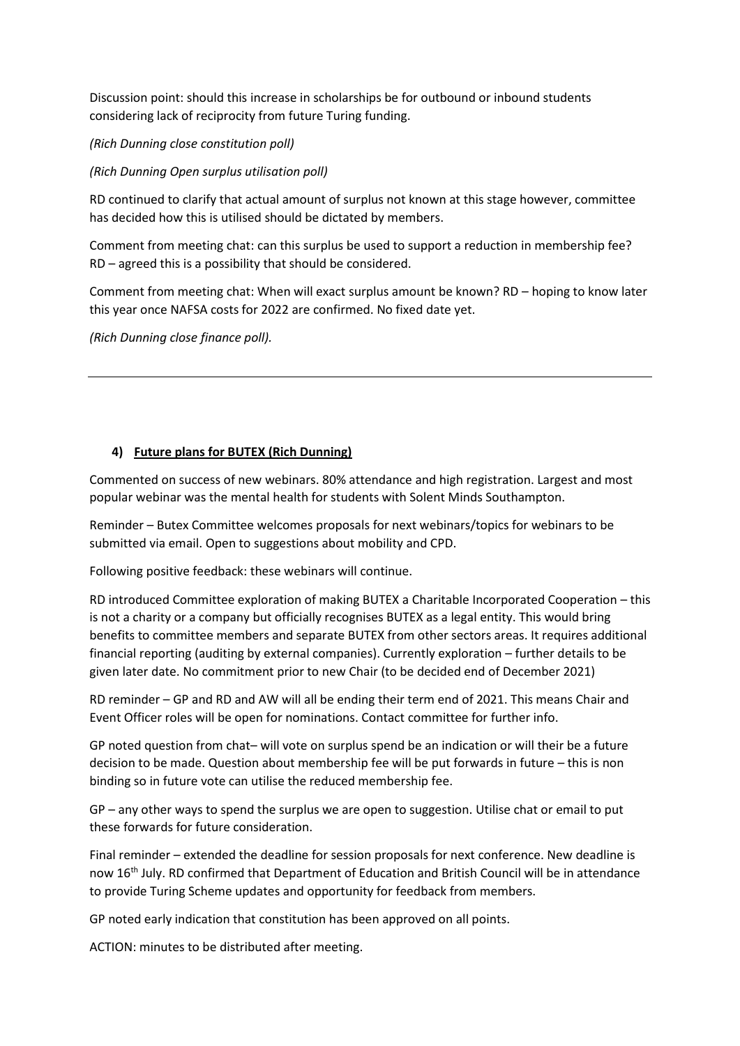Discussion point: should this increase in scholarships be for outbound or inbound students considering lack of reciprocity from future Turing funding.

*(Rich Dunning close constitution poll)*

*(Rich Dunning Open surplus utilisation poll)*

RD continued to clarify that actual amount of surplus not known at this stage however, committee has decided how this is utilised should be dictated by members.

Comment from meeting chat: can this surplus be used to support a reduction in membership fee? RD – agreed this is a possibility that should be considered.

Comment from meeting chat: When will exact surplus amount be known? RD – hoping to know later this year once NAFSA costs for 2022 are confirmed. No fixed date yet.

*(Rich Dunning close finance poll).*

---

#### 4) **Future plans for BUTEX (Rich Dunning)**

Commented on success of new webinars. 80% attendance and high registration. Largest and most popular webinar was the mental health for students with Solent Minds Southampton.

Reminder – Butex Committee welcomes proposals for next webinars/topics for webinars to be submitted via email. Open to suggestions about mobility and CPD.

Following positive feedback: these webinars will continue.

RD introduced Committee exploration of making BUTEX a Charitable Incorporated Cooperation – this is not a charity or a company but officially recognises BUTEX as a legal entity. This would bring benefits to committee members and separate BUTEX from other sectors areas. It requires additional financial reporting (auditing by external companies). Currently exploration – further details to be given later date. No commitment prior to new Chair (to be decided end of December 2021)

RD reminder – GP and RD and AW will all be ending their term end of 2021. This means Chair and Event Officer roles will be open for nominations. Contact committee for further info.

GP noted question from chat– will vote on surplus spend be an indication or will their be a future decision to be made. Question about membership fee will be put forwards in future – this is non binding so in future vote can utilise the reduced membership fee.

GP – any other ways to spend the surplus we are open to suggestion. Utilise chat or email to put these forwards for future consideration.

Final reminder – extended the deadline for session proposals for next conference. New deadline is now 16th July. RD confirmed that Department of Education and British Council will be in attendance to provide Turing Scheme updates and opportunity for feedback from members.

GP noted early indication that constitution has been approved on all points.

ACTION: minutes to be distributed after meeting.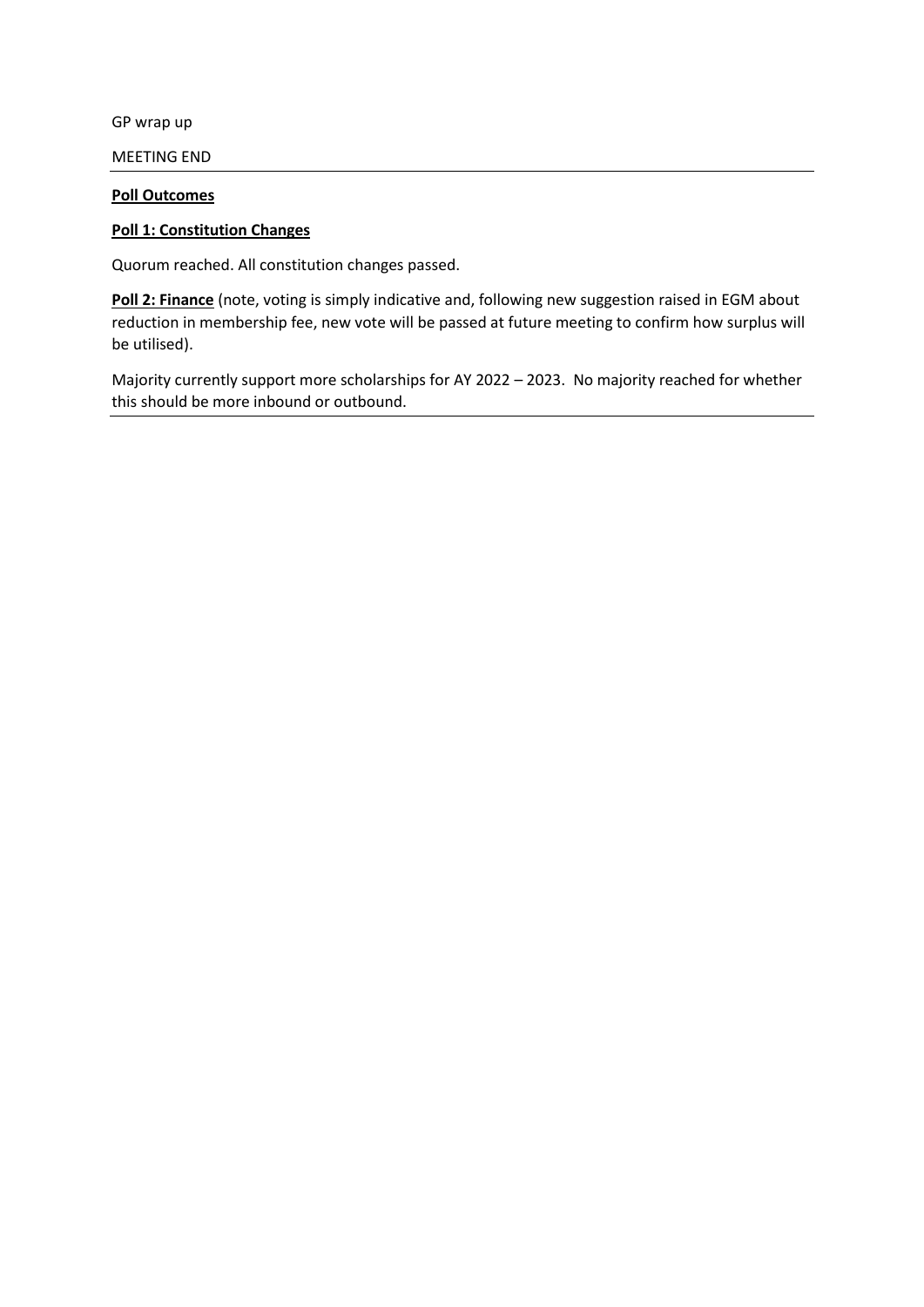GP wrap up

MEETING END

---

**Poll Outcomes**

**Poll 1: Constitution Changes**

Quorum reached. All constitution changes passed.

**Poll 2: Finance** (note, voting is simply indicative and, following new suggestion raised in EGM about reduction in membership fee, new vote will be passed at future meeting to confirm how surplus will be utilised).

Majority currently support more scholarships for AY 2022 – 2023. No majority reached for whether this should be more inbound or outbound.

---